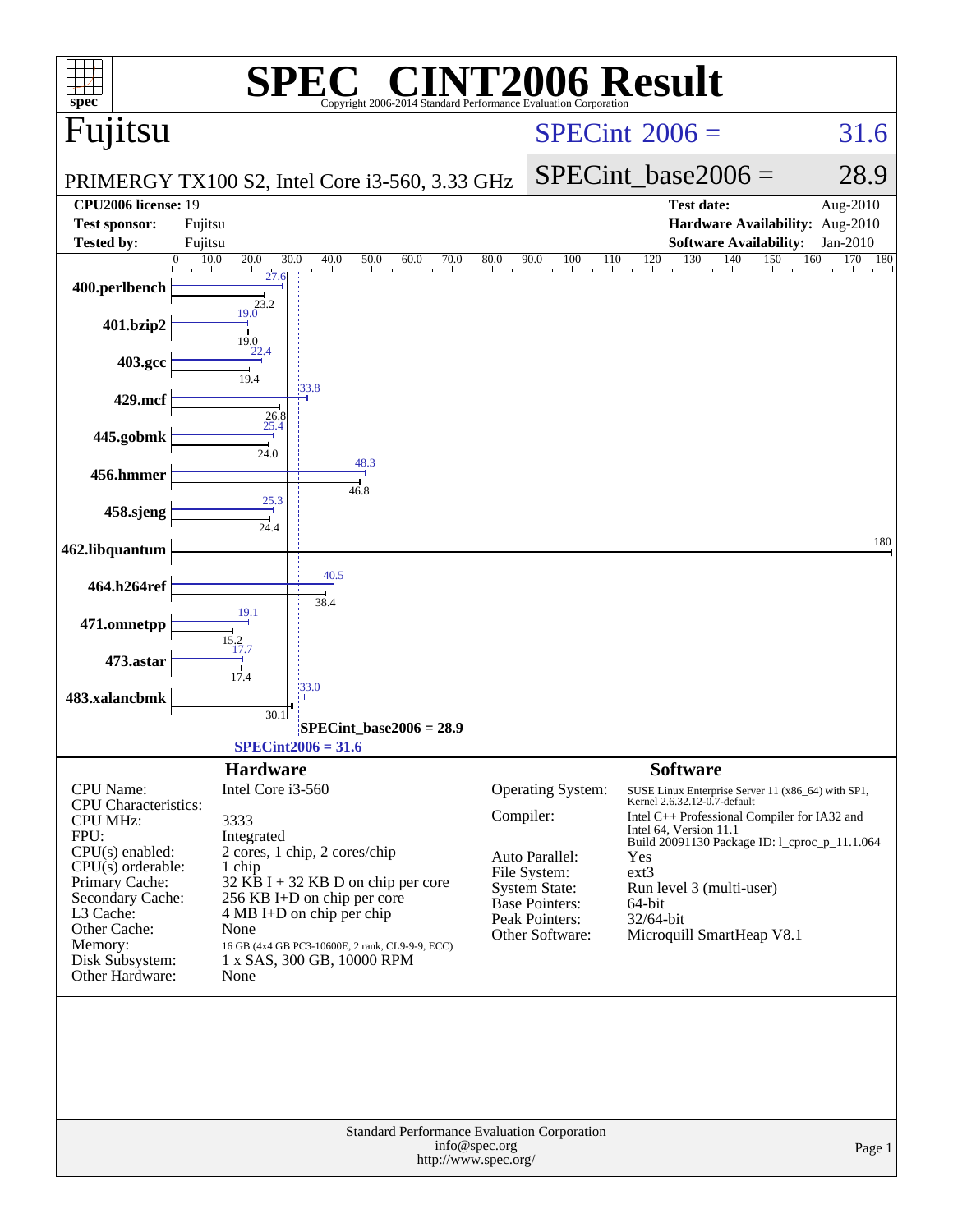# SPEC CINT2006 Result

Copyright 2006-2014 Standard Performance Evaluation Corporation

## Fujitsu

PRIMERGY TX100 S2, Intel Core i3-560, 3.33 GHz

SPECint 2006 = 31.6

SPECint_base2006 = 28.9

| | | | |
|---|---|---|---|
| **CPU2006 license:** 19 | | **Test date:** | Aug-2010 |
| **Test sponsor:** | Fujitsu | **Hardware Availability:** | Aug-2010 |
| **Tested by:** | Fujitsu | **Software Availability:** | Jan-2010 |

| Benchmark | Peak | Base |
|---|---|---|
| 400.perlbench | 27.6 | 23.2 |
| 401.bzip2 | 19.0 | 19.0 |
| 403.gcc | 22.4 | 19.4 |
| 429.mcf | 33.8 | 26.8 |
| 445.gobmk | 25.4 | 24.0 |
| 456.hmmer | 48.3 | 46.8 |
| 458.sjeng | 25.3 | 24.4 |
| 462.libquantum | 180 | 180 |
| 464.h264ref | 40.5 | 38.4 |
| 471.omnetpp | 19.1 | 15.2 |
| 473.astar | 17.7 | 17.4 |
| 483.xalancbmk | 33.0 | 30.1 |

SPECint_base2006 = 28.9

SPECint2006 = 31.6

## Hardware

| | |
|---|---|
| CPU Name: | Intel Core i3-560 |
| CPU Characteristics: | |
| CPU MHz: | 3333 |
| FPU: | Integrated |
| CPU(s) enabled: | 2 cores, 1 chip, 2 cores/chip |
| CPU(s) orderable: | 1 chip |
| Primary Cache: | 32 KB I + 32 KB D on chip per core |
| Secondary Cache: | 256 KB I+D on chip per core |
| L3 Cache: | 4 MB I+D on chip per chip |
| Other Cache: | None |
| Memory: | 16 GB (4x4 GB PC3-10600E, 2 rank, CL9-9-9, ECC) |
| Disk Subsystem: | 1 x SAS, 300 GB, 10000 RPM |
| Other Hardware: | None |

## Software

| | |
|---|---|
| Operating System: | SUSE Linux Enterprise Server 11 (x86_64) with SP1, Kernel 2.6.32.12-0.7-default |
| Compiler: | Intel C++ Professional Compiler for IA32 and Intel 64, Version 11.1 Build 20091130 Package ID: l_cproc_p_11.1.064 |
| Auto Parallel: | Yes |
| File System: | ext3 |
| System State: | Run level 3 (multi-user) |
| Base Pointers: | 64-bit |
| Peak Pointers: | 32/64-bit |
| Other Software: | Microquill SmartHeap V8.1 |

Standard Performance Evaluation Corporation
info@spec.org
http://www.spec.org/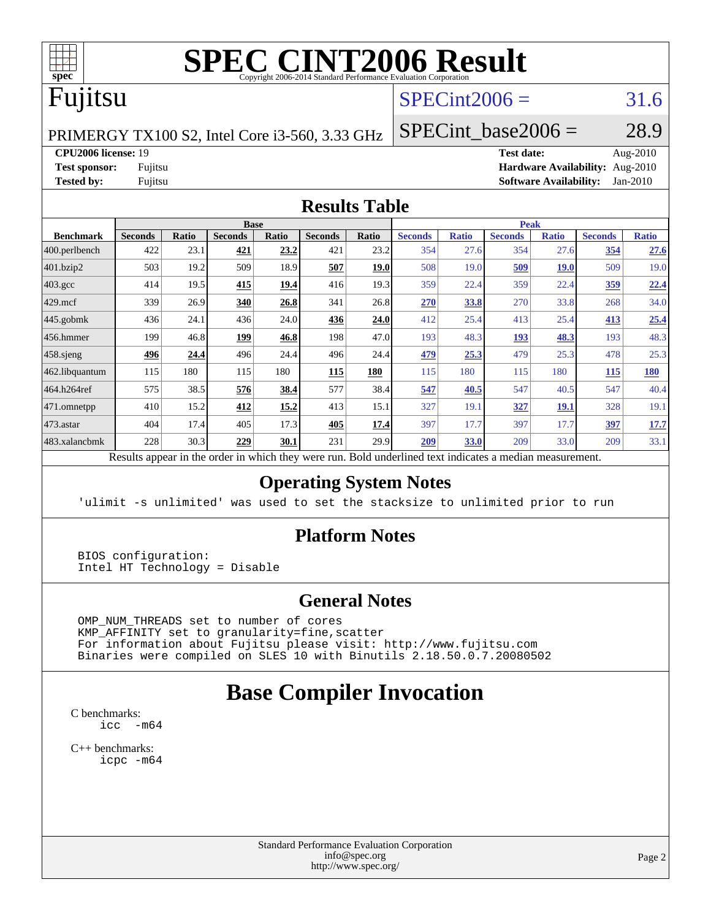# SPEC CINT2006 Result

Copyright 2006-2014 Standard Performance Evaluation Corporation

# Fujitsu

PRIMERGY TX100 S2, Intel Core i3-560, 3.33 GHz

SPECint2006 = 31.6

SPECint_base2006 = 28.9

**CPU2006 license:** 19
**Test sponsor:** Fujitsu
**Tested by:** Fujitsu

**Test date:** Aug-2010
**Hardware Availability:** Aug-2010
**Software Availability:** Jan-2010

## Results Table

| Benchmark | Base | | | | | | Peak | | | | | |
|---|---|---|---|---|---|---|---|---|---|---|---|---|
| | Seconds | Ratio | Seconds | Ratio | Seconds | Ratio | Seconds | Ratio | Seconds | Ratio | Seconds | Ratio |
| 400.perlbench | 422 | 23.1 | **421** | **23.2** | 421 | 23.2 | 354 | 27.6 | 354 | 27.6 | **354** | **27.6** |
| 401.bzip2 | 503 | 19.2 | 509 | 18.9 | **507** | **19.0** | 508 | 19.0 | **509** | **19.0** | 509 | 19.0 |
| 403.gcc | 414 | 19.5 | **415** | **19.4** | 416 | 19.3 | 359 | 22.4 | 359 | 22.4 | **359** | **22.4** |
| 429.mcf | 339 | 26.9 | **340** | **26.8** | 341 | 26.8 | **270** | **33.8** | 270 | 33.8 | 268 | 34.0 |
| 445.gobmk | 436 | 24.1 | 436 | 24.0 | **436** | **24.0** | 412 | 25.4 | 413 | 25.4 | **413** | **25.4** |
| 456.hmmer | 199 | 46.8 | **199** | **46.8** | 198 | 47.0 | 193 | 48.3 | **193** | **48.3** | 193 | 48.3 |
| 458.sjeng | **496** | **24.4** | 496 | 24.4 | 496 | 24.4 | **479** | **25.3** | 479 | 25.3 | 478 | 25.3 |
| 462.libquantum | 115 | 180 | 115 | 180 | **115** | **180** | 115 | 180 | 115 | 180 | **115** | **180** |
| 464.h264ref | 575 | 38.5 | **576** | **38.4** | 577 | 38.4 | **547** | **40.5** | 547 | 40.5 | 547 | 40.4 |
| 471.omnetpp | 410 | 15.2 | **412** | **15.2** | 413 | 15.1 | 327 | 19.1 | **327** | **19.1** | 328 | 19.1 |
| 473.astar | 404 | 17.4 | 405 | 17.3 | **405** | **17.4** | 397 | 17.7 | 397 | 17.7 | **397** | **17.7** |
| 483.xalancbmk | 228 | 30.3 | **229** | **30.1** | 231 | 29.9 | **209** | **33.0** | 209 | 33.0 | 209 | 33.1 |

Results appear in the order in which they were run. Bold underlined text indicates a median measurement.

## Operating System Notes

```
'ulimit -s unlimited' was used to set the stacksize to unlimited prior to run
```

## Platform Notes

```
BIOS configuration:
Intel HT Technology = Disable
```

## General Notes

```
OMP_NUM_THREADS set to number of cores
KMP_AFFINITY set to granularity=fine,scatter
For information about Fujitsu please visit: http://www.fujitsu.com
Binaries were compiled on SLES 10 with Binutils 2.18.50.0.7.20080502
```

## Base Compiler Invocation

C benchmarks:
```
icc  -m64
```

C++ benchmarks:
```
icpc -m64
```

Standard Performance Evaluation Corporation
info@spec.org
http://www.spec.org/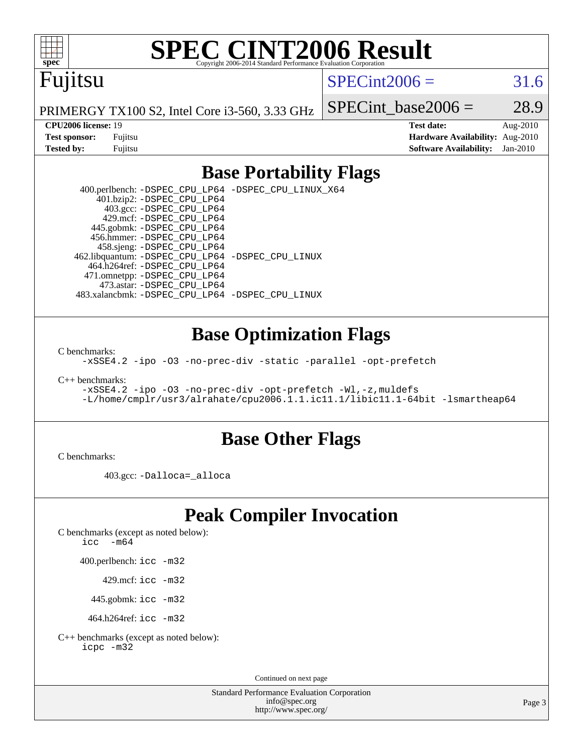# SPEC CINT2006 Result

Copyright 2006-2014 Standard Performance Evaluation Corporation

## Fujitsu

PRIMERGY TX100 S2, Intel Core i3-560, 3.33 GHz

SPECint2006 = 31.6

SPECint_base2006 = 28.9

| | | | |
|---|---|---|---|
| **CPU2006 license:** 19 | | **Test date:** | Aug-2010 |
| **Test sponsor:** | Fujitsu | **Hardware Availability:** | Aug-2010 |
| **Tested by:** | Fujitsu | **Software Availability:** | Jan-2010 |

## Base Portability Flags

400.perlbench: `-DSPEC_CPU_LP64 -DSPEC_CPU_LINUX_X64`
401.bzip2: `-DSPEC_CPU_LP64`
403.gcc: `-DSPEC_CPU_LP64`
429.mcf: `-DSPEC_CPU_LP64`
445.gobmk: `-DSPEC_CPU_LP64`
456.hmmer: `-DSPEC_CPU_LP64`
458.sjeng: `-DSPEC_CPU_LP64`
462.libquantum: `-DSPEC_CPU_LP64 -DSPEC_CPU_LINUX`
464.h264ref: `-DSPEC_CPU_LP64`
471.omnetpp: `-DSPEC_CPU_LP64`
473.astar: `-DSPEC_CPU_LP64`
483.xalancbmk: `-DSPEC_CPU_LP64 -DSPEC_CPU_LINUX`

## Base Optimization Flags

C benchmarks:

```
-xSSE4.2 -ipo -O3 -no-prec-div -static -parallel -opt-prefetch
```

C++ benchmarks:

```
-xSSE4.2 -ipo -O3 -no-prec-div -opt-prefetch -Wl,-z,muldefs
-L/home/cmplr/usr3/alrahate/cpu2006.1.1.ic11.1/libic11.1-64bit -lsmartheap64
```

## Base Other Flags

C benchmarks:

403.gcc: `-Dalloca=_alloca`

## Peak Compiler Invocation

C benchmarks (except as noted below):

```
icc -m64
```

400.perlbench: `icc -m32`

429.mcf: `icc -m32`

445.gobmk: `icc -m32`

464.h264ref: `icc -m32`

C++ benchmarks (except as noted below):

```
icpc -m32
```

Continued on next page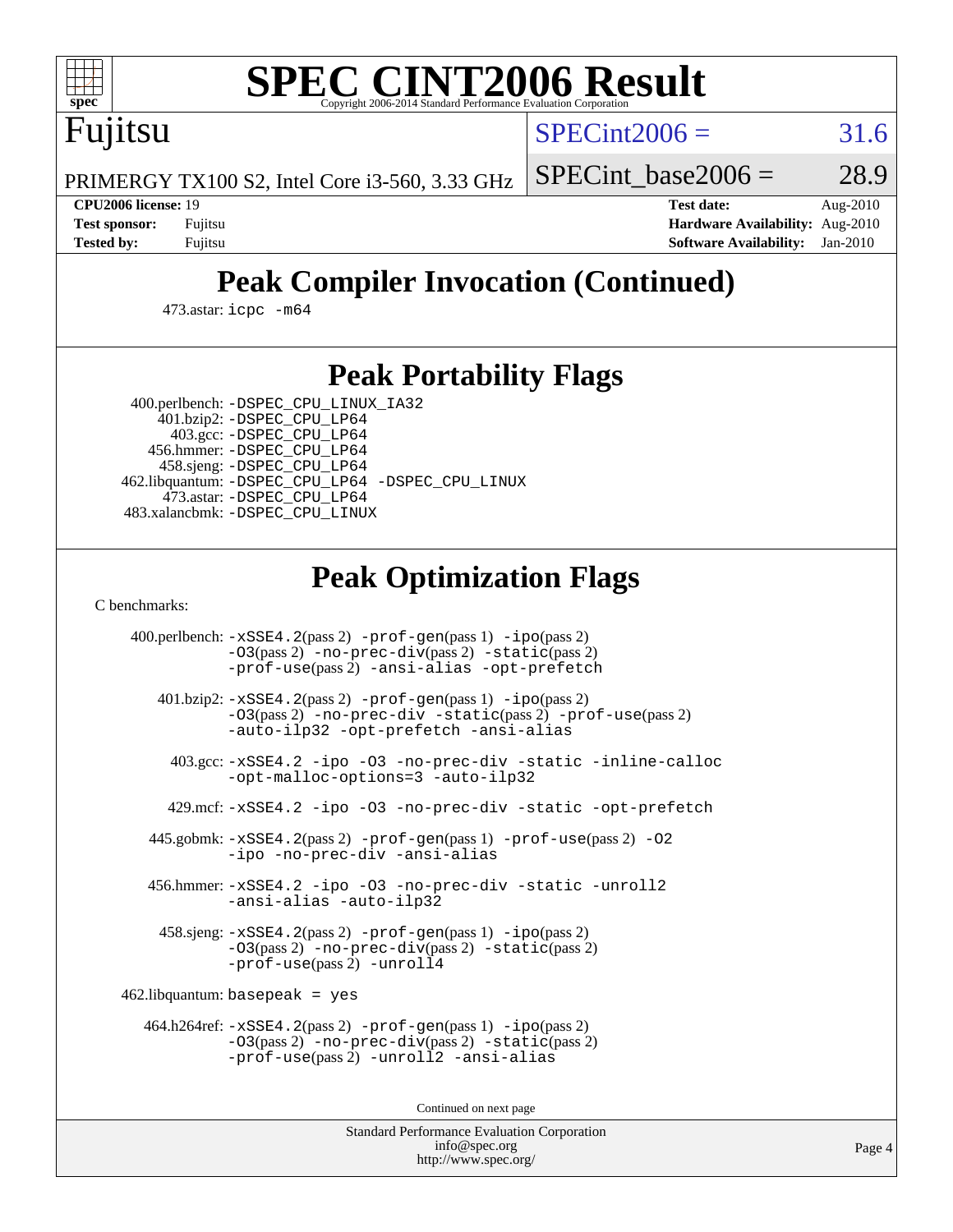# SPEC CINT2006 Result

Copyright 2006-2014 Standard Performance Evaluation Corporation

**Fujitsu**

PRIMERGY TX100 S2, Intel Core i3-560, 3.33 GHz

SPECint2006 = 31.6

SPECint_base2006 = 28.9

| | | | |
|---|---|---|---|
| **CPU2006 license:** 19 | | **Test date:** | Aug-2010 |
| **Test sponsor:** | Fujitsu | **Hardware Availability:** | Aug-2010 |
| **Tested by:** | Fujitsu | **Software Availability:** | Jan-2010 |

## Peak Compiler Invocation (Continued)

473.astar: icpc -m64

## Peak Portability Flags

400.perlbench: -DSPEC_CPU_LINUX_IA32
401.bzip2: -DSPEC_CPU_LP64
403.gcc: -DSPEC_CPU_LP64
456.hmmer: -DSPEC_CPU_LP64
458.sjeng: -DSPEC_CPU_LP64
462.libquantum: -DSPEC_CPU_LP64 -DSPEC_CPU_LINUX
473.astar: -DSPEC_CPU_LP64
483.xalancbmk: -DSPEC_CPU_LINUX

## Peak Optimization Flags

C benchmarks:

400.perlbench: -xSSE4.2(pass 2) -prof-gen(pass 1) -ipo(pass 2) -O3(pass 2) -no-prec-div(pass 2) -static(pass 2) -prof-use(pass 2) -ansi-alias -opt-prefetch

401.bzip2: -xSSE4.2(pass 2) -prof-gen(pass 1) -ipo(pass 2) -O3(pass 2) -no-prec-div -static(pass 2) -prof-use(pass 2) -auto-ilp32 -opt-prefetch -ansi-alias

403.gcc: -xSSE4.2 -ipo -O3 -no-prec-div -static -inline-calloc -opt-malloc-options=3 -auto-ilp32

429.mcf: -xSSE4.2 -ipo -O3 -no-prec-div -static -opt-prefetch

445.gobmk: -xSSE4.2(pass 2) -prof-gen(pass 1) -prof-use(pass 2) -O2 -ipo -no-prec-div -ansi-alias

456.hmmer: -xSSE4.2 -ipo -O3 -no-prec-div -static -unroll2 -ansi-alias -auto-ilp32

458.sjeng: -xSSE4.2(pass 2) -prof-gen(pass 1) -ipo(pass 2) -O3(pass 2) -no-prec-div(pass 2) -static(pass 2) -prof-use(pass 2) -unroll4

462.libquantum: basepeak = yes

464.h264ref: -xSSE4.2(pass 2) -prof-gen(pass 1) -ipo(pass 2) -O3(pass 2) -no-prec-div(pass 2) -static(pass 2) -prof-use(pass 2) -unroll2 -ansi-alias

Continued on next page

Standard Performance Evaluation Corporation
info@spec.org
http://www.spec.org/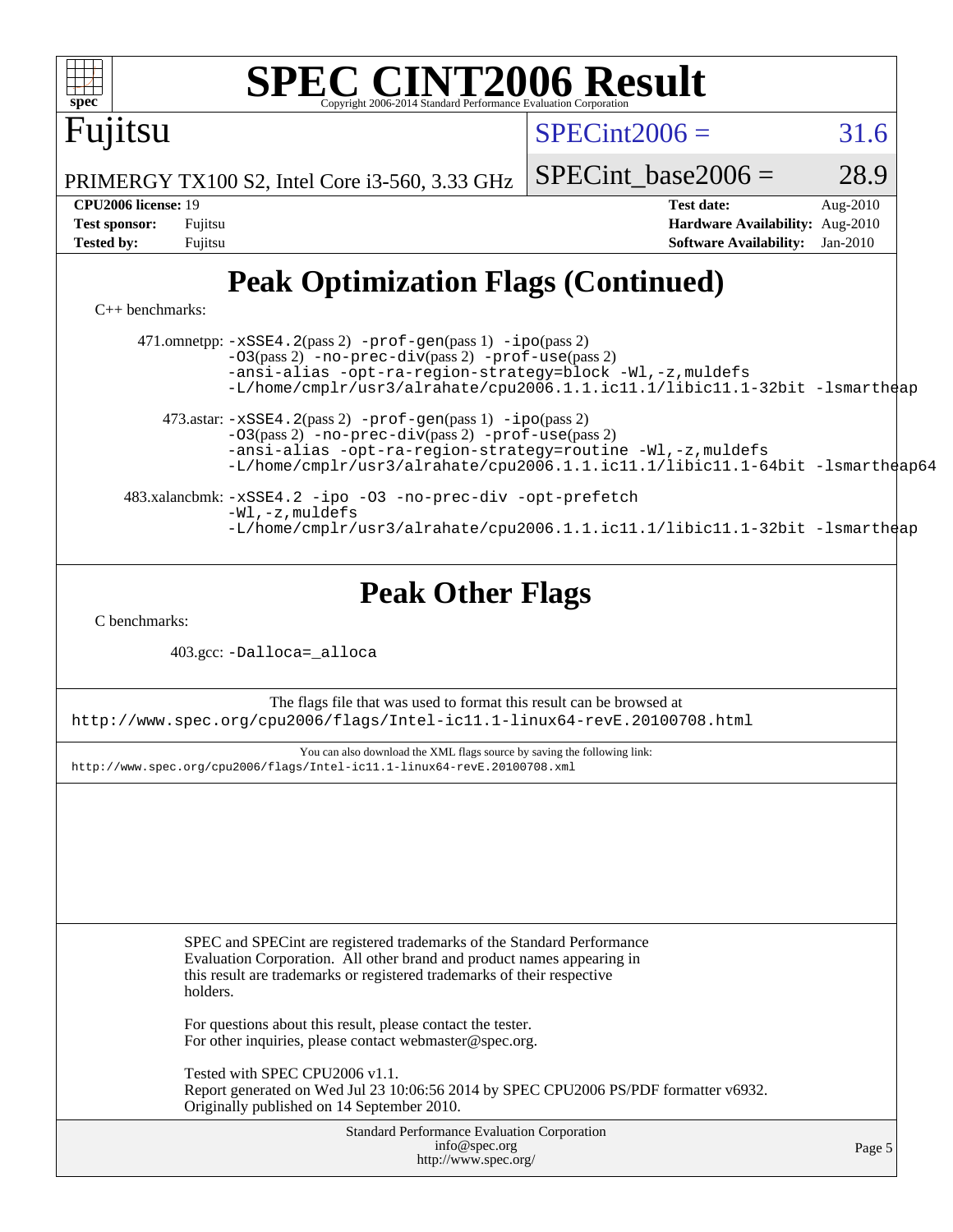# SPEC CINT2006 Result

Copyright 2006-2014 Standard Performance Evaluation Corporation

Fujitsu

PRIMERGY TX100 S2, Intel Core i3-560, 3.33 GHz

SPECint2006 = 31.6

SPECint_base2006 = 28.9

| | | | |
|---|---|---|---|
| **CPU2006 license:** | 19 | **Test date:** | Aug-2010 |
| **Test sponsor:** | Fujitsu | **Hardware Availability:** | Aug-2010 |
| **Tested by:** | Fujitsu | **Software Availability:** | Jan-2010 |

## Peak Optimization Flags (Continued)

C++ benchmarks:

471.omnetpp: -xSSE4.2(pass 2) -prof-gen(pass 1) -ipo(pass 2) -O3(pass 2) -no-prec-div(pass 2) -prof-use(pass 2) -ansi-alias -opt-ra-region-strategy=block -Wl,-z,muldefs -L/home/cmplr/usr3/alrahate/cpu2006.1.1.ic11.1/libic11.1-32bit -lsmartheap

473.astar: -xSSE4.2(pass 2) -prof-gen(pass 1) -ipo(pass 2) -O3(pass 2) -no-prec-div(pass 2) -prof-use(pass 2) -ansi-alias -opt-ra-region-strategy=routine -Wl,-z,muldefs -L/home/cmplr/usr3/alrahate/cpu2006.1.1.ic11.1/libic11.1-64bit -lsmartheap64

483.xalancbmk: -xSSE4.2 -ipo -O3 -no-prec-div -opt-prefetch -Wl,-z,muldefs -L/home/cmplr/usr3/alrahate/cpu2006.1.1.ic11.1/libic11.1-32bit -lsmartheap

## Peak Other Flags

C benchmarks:

403.gcc: -Dalloca=_alloca

The flags file that was used to format this result can be browsed at
http://www.spec.org/cpu2006/flags/Intel-ic11.1-linux64-revE.20100708.html

You can also download the XML flags source by saving the following link:
http://www.spec.org/cpu2006/flags/Intel-ic11.1-linux64-revE.20100708.xml

SPEC and SPECint are registered trademarks of the Standard Performance Evaluation Corporation. All other brand and product names appearing in this result are trademarks or registered trademarks of their respective holders.

For questions about this result, please contact the tester.
For other inquiries, please contact webmaster@spec.org.

Tested with SPEC CPU2006 v1.1.
Report generated on Wed Jul 23 10:06:56 2014 by SPEC CPU2006 PS/PDF formatter v6932.
Originally published on 14 September 2010.

Standard Performance Evaluation Corporation
info@spec.org
http://www.spec.org/